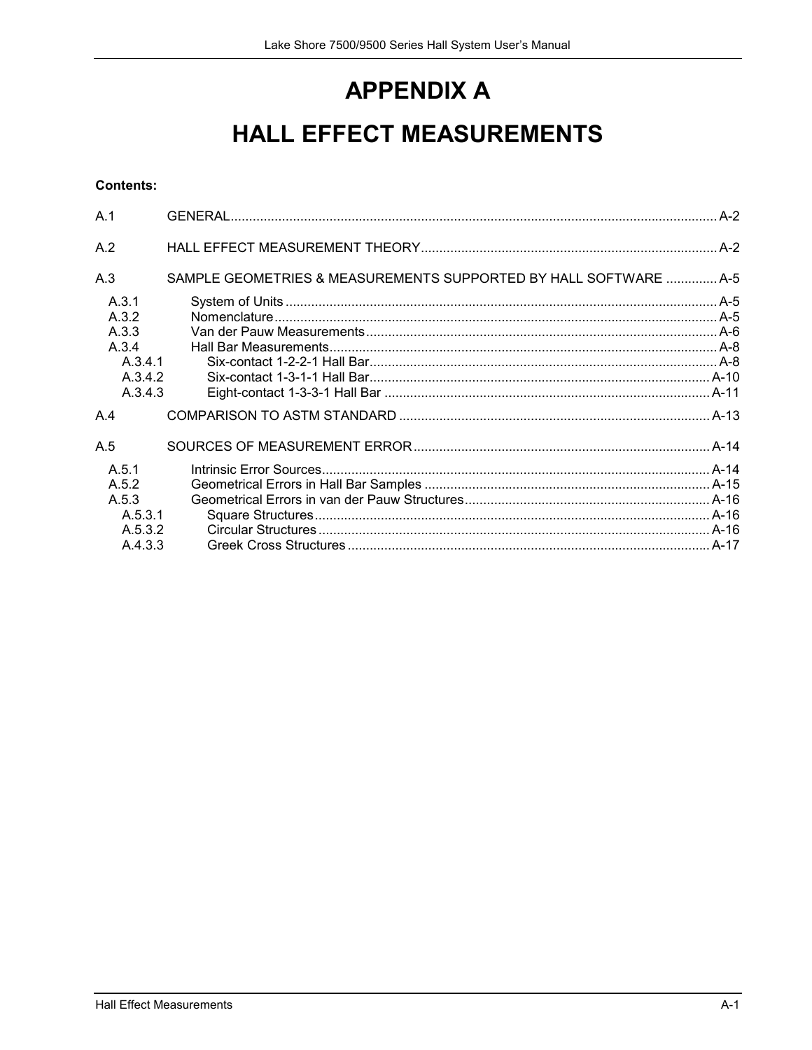# APPENDIX A

# HALL EFFECT MEASUREMENTS

**Contents:**

| | | |
|---|---|---|
| A.1 | GENERAL | A-2 |
| A.2 | HALL EFFECT MEASUREMENT THEORY | A-2 |
| A.3 | SAMPLE GEOMETRIES & MEASUREMENTS SUPPORTED BY HALL SOFTWARE | A-5 |
| A.3.1 | System of Units | A-5 |
| A.3.2 | Nomenclature | A-5 |
| A.3.3 | Van der Pauw Measurements | A-6 |
| A.3.4 | Hall Bar Measurements | A-8 |
| A.3.4.1 | Six-contact 1-2-2-1 Hall Bar | A-8 |
| A.3.4.2 | Six-contact 1-3-1-1 Hall Bar | A-10 |
| A.3.4.3 | Eight-contact 1-3-3-1 Hall Bar | A-11 |
| A.4 | COMPARISON TO ASTM STANDARD | A-13 |
| A.5 | SOURCES OF MEASUREMENT ERROR | A-14 |
| A.5.1 | Intrinsic Error Sources | A-14 |
| A.5.2 | Geometrical Errors in Hall Bar Samples | A-15 |
| A.5.3 | Geometrical Errors in van der Pauw Structures | A-16 |
| A.5.3.1 | Square Structures | A-16 |
| A.5.3.2 | Circular Structures | A-16 |
| A.4.3.3 | Greek Cross Structures | A-17 |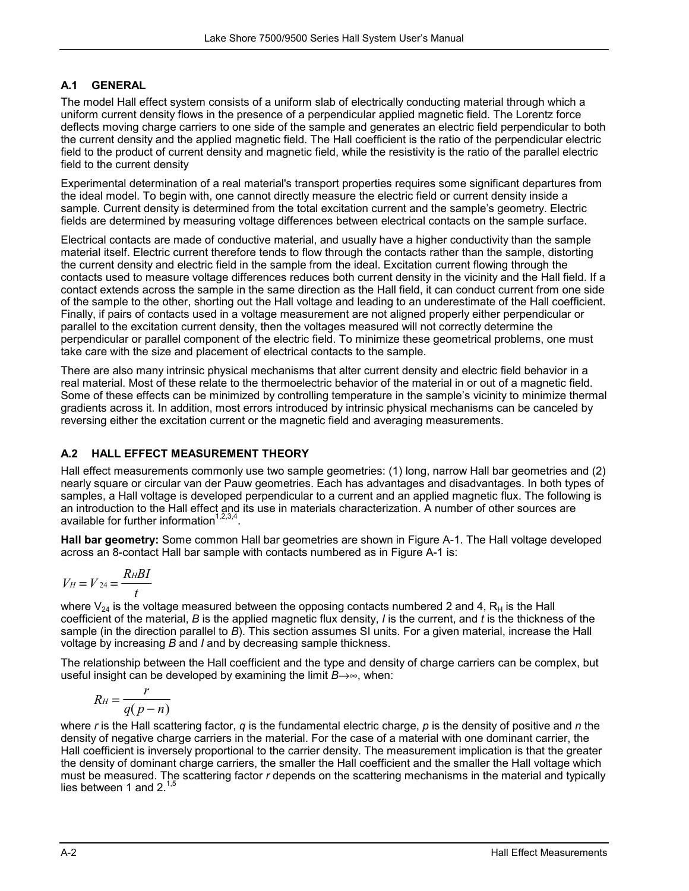### A.1 GENERAL

The model Hall effect system consists of a uniform slab of electrically conducting material through which a uniform current density flows in the presence of a perpendicular applied magnetic field. The Lorentz force deflects moving charge carriers to one side of the sample and generates an electric field perpendicular to both the current density and the applied magnetic field. The Hall coefficient is the ratio of the perpendicular electric field to the product of current density and magnetic field, while the resistivity is the ratio of the parallel electric field to the current density

Experimental determination of a real material's transport properties requires some significant departures from the ideal model. To begin with, one cannot directly measure the electric field or current density inside a sample. Current density is determined from the total excitation current and the sample's geometry. Electric fields are determined by measuring voltage differences between electrical contacts on the sample surface.

Electrical contacts are made of conductive material, and usually have a higher conductivity than the sample material itself. Electric current therefore tends to flow through the contacts rather than the sample, distorting the current density and electric field in the sample from the ideal. Excitation current flowing through the contacts used to measure voltage differences reduces both current density in the vicinity and the Hall field. If a contact extends across the sample in the same direction as the Hall field, it can conduct current from one side of the sample to the other, shorting out the Hall voltage and leading to an underestimate of the Hall coefficient. Finally, if pairs of contacts used in a voltage measurement are not aligned properly either perpendicular or parallel to the excitation current density, then the voltages measured will not correctly determine the perpendicular or parallel component of the electric field. To minimize these geometrical problems, one must take care with the size and placement of electrical contacts to the sample.

There are also many intrinsic physical mechanisms that alter current density and electric field behavior in a real material. Most of these relate to the thermoelectric behavior of the material in or out of a magnetic field. Some of these effects can be minimized by controlling temperature in the sample's vicinity to minimize thermal gradients across it. In addition, most errors introduced by intrinsic physical mechanisms can be canceled by reversing either the excitation current or the magnetic field and averaging measurements.

### A.2 HALL EFFECT MEASUREMENT THEORY

Hall effect measurements commonly use two sample geometries: (1) long, narrow Hall bar geometries and (2) nearly square or circular van der Pauw geometries. Each has advantages and disadvantages. In both types of samples, a Hall voltage is developed perpendicular to a current and an applied magnetic flux. The following is an introduction to the Hall effect and its use in materials characterization. A number of other sources are available for further information[1,2,3,4].

**Hall bar geometry:** Some common Hall bar geometries are shown in Figure A-1. The Hall voltage developed across an 8-contact Hall bar sample with contacts numbered as in Figure A-1 is:

$$V_H = V_{24} = \frac{R_H B I}{t}$$

where $V_{24}$ is the voltage measured between the opposing contacts numbered 2 and 4, $R_H$ is the Hall coefficient of the material, *B* is the applied magnetic flux density, *I* is the current, and *t* is the thickness of the sample (in the direction parallel to *B*). This section assumes SI units. For a given material, increase the Hall voltage by increasing *B* and *I* and by decreasing sample thickness.

The relationship between the Hall coefficient and the type and density of charge carriers can be complex, but useful insight can be developed by examining the limit $B \to \infty$, when:

$$R_H = \frac{r}{q(p-n)}$$

where *r* is the Hall scattering factor, *q* is the fundamental electric charge, *p* is the density of positive and *n* the density of negative charge carriers in the material. For the case of a material with one dominant carrier, the Hall coefficient is inversely proportional to the carrier density. The measurement implication is that the greater the density of dominant charge carriers, the smaller the Hall coefficient and the smaller the Hall voltage which must be measured. The scattering factor *r* depends on the scattering mechanisms in the material and typically lies between 1 and 2.[1,5]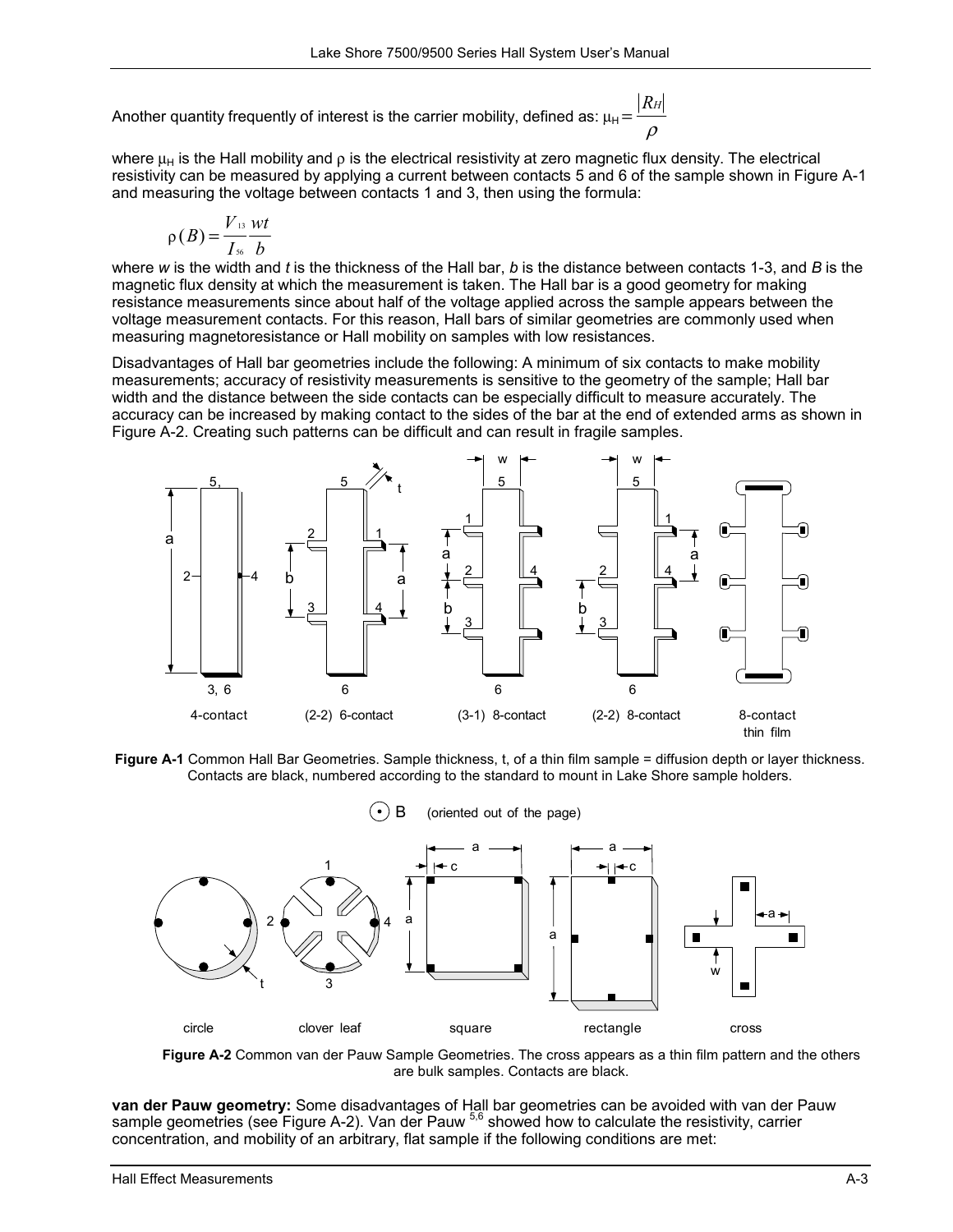Another quantity frequently of interest is the carrier mobility, defined as: $\mu_H = \frac{|R_H|}{\rho}$

where $\mu_H$ is the Hall mobility and $\rho$ is the electrical resistivity at zero magnetic flux density. The electrical resistivity can be measured by applying a current between contacts 5 and 6 of the sample shown in Figure A-1 and measuring the voltage between contacts 1 and 3, then using the formula:

$$\rho(B) = \frac{V_{13}}{I_{56}} \frac{wt}{b}$$

where *w* is the width and *t* is the thickness of the Hall bar, *b* is the distance between contacts 1-3, and *B* is the magnetic flux density at which the measurement is taken. The Hall bar is a good geometry for making resistance measurements since about half of the voltage applied across the sample appears between the voltage measurement contacts. For this reason, Hall bars of similar geometries are commonly used when measuring magnetoresistance or Hall mobility on samples with low resistances.

Disadvantages of Hall bar geometries include the following: A minimum of six contacts to make mobility measurements; accuracy of resistivity measurements is sensitive to the geometry of the sample; Hall bar width and the distance between the side contacts can be especially difficult to measure accurately. The accuracy can be increased by making contact to the sides of the bar at the end of extended arms as shown in Figure A-2. Creating such patterns can be difficult and can result in fragile samples.

**Figure A-1** Common Hall Bar Geometries. Sample thickness, t, of a thin film sample = diffusion depth or layer thickness. Contacts are black, numbered according to the standard to mount in Lake Shore sample holders.

**Figure A-2** Common van der Pauw Sample Geometries. The cross appears as a thin film pattern and the others are bulk samples. Contacts are black.

**van der Pauw geometry:** Some disadvantages of Hall bar geometries can be avoided with van der Pauw sample geometries (see Figure A-2). Van der Pauw [5,6] showed how to calculate the resistivity, carrier concentration, and mobility of an arbitrary, flat sample if the following conditions are met: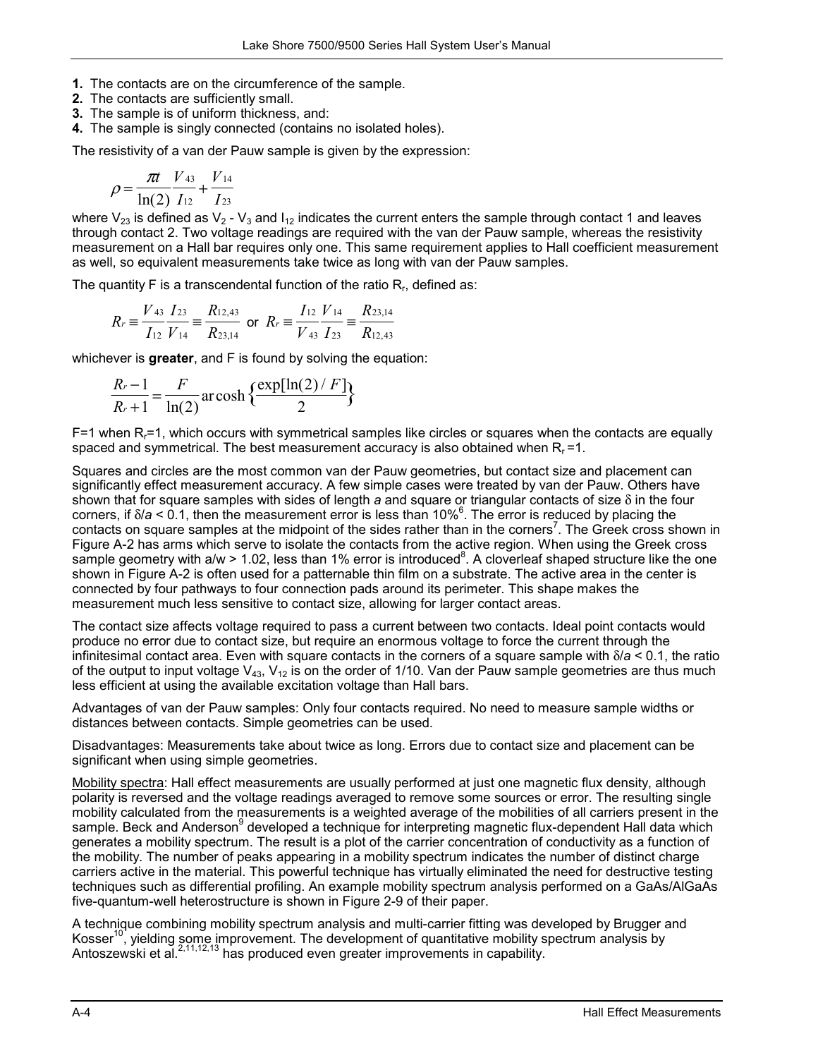1. The contacts are on the circumference of the sample.
2. The contacts are sufficiently small.
3. The sample is of uniform thickness, and:
4. The sample is singly connected (contains no isolated holes).

The resistivity of a van der Pauw sample is given by the expression:

$$\rho = \frac{\pi t}{\ln(2)} \frac{V_{43}}{I_{12}} + \frac{V_{14}}{I_{23}}$$

where $V_{23}$ is defined as $V_2$ - $V_3$ and $I_{12}$ indicates the current enters the sample through contact 1 and leaves through contact 2. Two voltage readings are required with the van der Pauw sample, whereas the resistivity measurement on a Hall bar requires only one. This same requirement applies to Hall coefficient measurement as well, so equivalent measurements take twice as long with van der Pauw samples.

The quantity F is a transcendental function of the ratio $R_r$, defined as:

$$R_r \equiv \frac{V_{43}}{I_{12}} \frac{I_{23}}{V_{14}} \equiv \frac{R_{12,43}}{R_{23,14}} \text{ or } R_r \equiv \frac{I_{12}}{V_{43}} \frac{V_{14}}{I_{23}} \equiv \frac{R_{23,14}}{R_{12,43}}$$

whichever is **greater**, and F is found by solving the equation:

$$\frac{R_r - 1}{R_r + 1} = \frac{F}{\ln(2)} \operatorname{arcosh}\left\{\frac{\exp[\ln(2)/F]}{2}\right\}$$

F=1 when $R_r$=1, which occurs with symmetrical samples like circles or squares when the contacts are equally spaced and symmetrical. The best measurement accuracy is also obtained when $R_r$=1.

Squares and circles are the most common van der Pauw geometries, but contact size and placement can significantly effect measurement accuracy. A few simple cases were treated by van der Pauw. Others have shown that for square samples with sides of length *a* and square or triangular contacts of size $\delta$ in the four corners, if $\delta/a < 0.1$, then the measurement error is less than 10%[6]. The error is reduced by placing the contacts on square samples at the midpoint of the sides rather than in the corners[7]. The Greek cross shown in Figure A-2 has arms which serve to isolate the contacts from the active region. When using the Greek cross sample geometry with $a/w > 1.02$, less than 1% error is introduced[8]. A cloverleaf shaped structure like the one shown in Figure A-2 is often used for a patternable thin film on a substrate. The active area in the center is connected by four pathways to four connection pads around its perimeter. This shape makes the measurement much less sensitive to contact size, allowing for larger contact areas.

The contact size affects voltage required to pass a current between two contacts. Ideal point contacts would produce no error due to contact size, but require an enormous voltage to force the current through the infinitesimal contact area. Even with square contacts in the corners of a square sample with $\delta/a < 0.1$, the ratio of the output to input voltage $V_{43}$, $V_{12}$ is on the order of 1/10. Van der Pauw sample geometries are thus much less efficient at using the available excitation voltage than Hall bars.

Advantages of van der Pauw samples: Only four contacts required. No need to measure sample widths or distances between contacts. Simple geometries can be used.

Disadvantages: Measurements take about twice as long. Errors due to contact size and placement can be significant when using simple geometries.

Mobility spectra: Hall effect measurements are usually performed at just one magnetic flux density, although polarity is reversed and the voltage readings averaged to remove some sources or error. The resulting single mobility calculated from the measurements is a weighted average of the mobilities of all carriers present in the sample. Beck and Anderson[9] developed a technique for interpreting magnetic flux-dependent Hall data which generates a mobility spectrum. The result is a plot of the carrier concentration of conductivity as a function of the mobility. The number of peaks appearing in a mobility spectrum indicates the number of distinct charge carriers active in the material. This powerful technique has virtually eliminated the need for destructive testing techniques such as differential profiling. An example mobility spectrum analysis performed on a GaAs/AlGaAs five-quantum-well heterostructure is shown in Figure 2-9 of their paper.

A technique combining mobility spectrum analysis and multi-carrier fitting was developed by Brugger and Kosser[10], yielding some improvement. The development of quantitative mobility spectrum analysis by Antoszewski et al.[2,11,12,13] has produced even greater improvements in capability.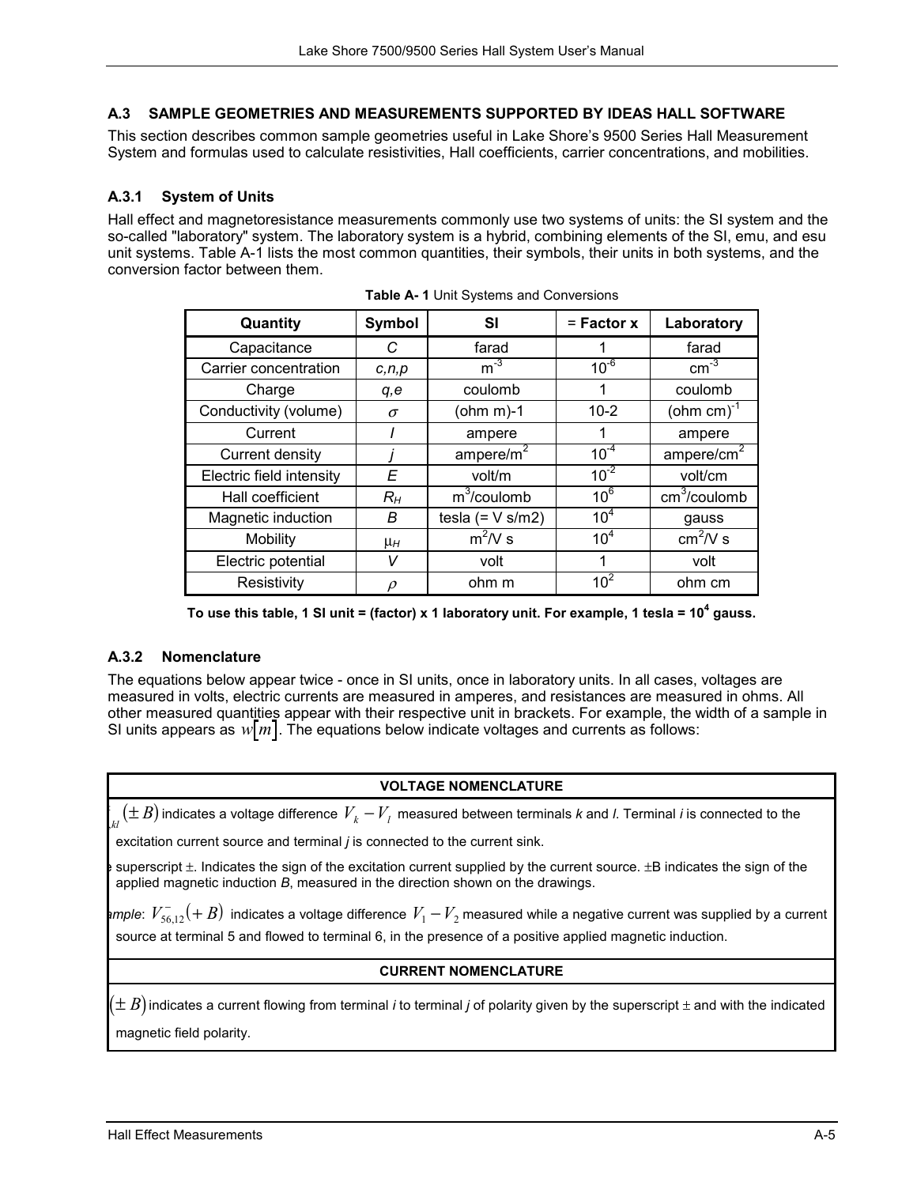## A.3 SAMPLE GEOMETRIES AND MEASUREMENTS SUPPORTED BY IDEAS HALL SOFTWARE

This section describes common sample geometries useful in Lake Shore's 9500 Series Hall Measurement System and formulas used to calculate resistivities, Hall coefficients, carrier concentrations, and mobilities.

### A.3.1 System of Units

Hall effect and magnetoresistance measurements commonly use two systems of units: the SI system and the so-called "laboratory" system. The laboratory system is a hybrid, combining elements of the SI, emu, and esu unit systems. Table A-1 lists the most common quantities, their symbols, their units in both systems, and the conversion factor between them.

**Table A- 1** Unit Systems and Conversions

| Quantity | Symbol | SI | = Factor x | Laboratory |
|---|---|---|---|---|
| Capacitance | $C$ | farad | 1 | farad |
| Carrier concentration | $c,n,p$ | $m^{-3}$ | $10^{-6}$ | $cm^{-3}$ |
| Charge | $q,e$ | coulomb | 1 | coulomb |
| Conductivity (volume) | $\sigma$ | (ohm m)-1 | 10-2 | $(\text{ohm cm})^{-1}$ |
| Current | $I$ | ampere | 1 | ampere |
| Current density | $j$ | ampere/$m^2$ | $10^{-4}$ | ampere/$cm^2$ |
| Electric field intensity | $E$ | volt/m | $10^{-2}$ | volt/cm |
| Hall coefficient | $R_H$ | $m^3$/coulomb | $10^{6}$ | $cm^3$/coulomb |
| Magnetic induction | $B$ | tesla (= V s/m2) | $10^{4}$ | gauss |
| Mobility | $\mu_H$ | $m^2$/V s | $10^{4}$ | $cm^2$/V s |
| Electric potential | $V$ | volt | 1 | volt |
| Resistivity | $\rho$ | ohm m | $10^{2}$ | ohm cm |

**To use this table, 1 SI unit = (factor) x 1 laboratory unit. For example, 1 tesla = $10^4$ gauss.**

### A.3.2 Nomenclature

The equations below appear twice - once in SI units, once in laboratory units. In all cases, voltages are measured in volts, electric currents are measured in amperes, and resistances are measured in ohms. All other measured quantities appear with their respective unit in brackets. For example, the width of a sample in SI units appears as $w[m]$. The equations below indicate voltages and currents as follows:

**VOLTAGE NOMENCLATURE**

$V^{\pm}_{ij,kl}(\pm B)$ indicates a voltage difference $V_k - V_l$ measured between terminals *k* and *l*. Terminal *i* is connected to the excitation current source and terminal *j* is connected to the current sink.

The superscript ±. Indicates the sign of the excitation current supplied by the current source. ±B indicates the sign of the applied magnetic induction *B*, measured in the direction shown on the drawings.

*Example*: $V^{-}_{56,12}(+B)$ indicates a voltage difference $V_1 - V_2$ measured while a negative current was supplied by a current source at terminal 5 and flowed to terminal 6, in the presence of a positive applied magnetic induction.

**CURRENT NOMENCLATURE**

$I^{\pm}_{ij}(\pm B)$ indicates a current flowing from terminal *i* to terminal *j* of polarity given by the superscript ± and with the indicated magnetic field polarity.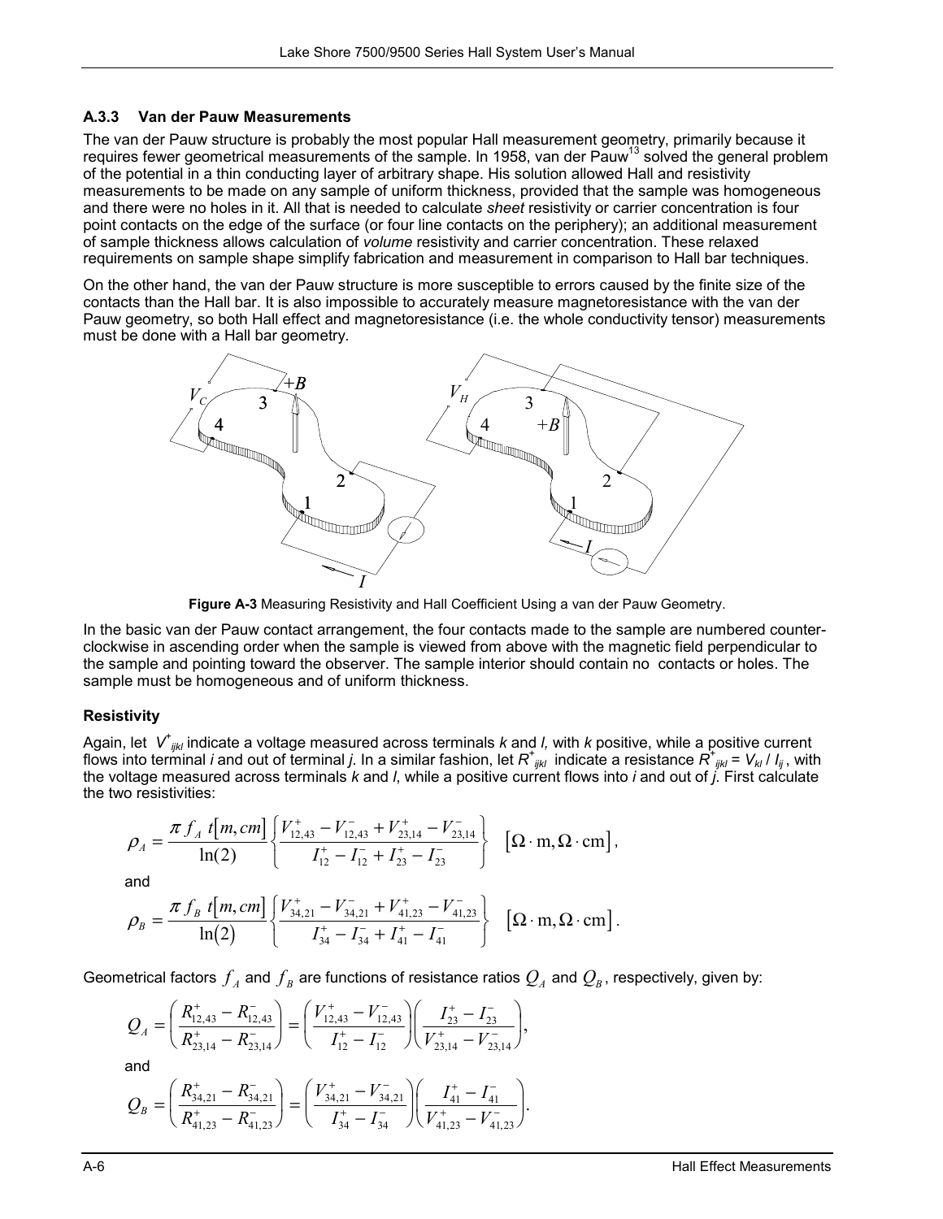### A.3.3 Van der Pauw Measurements

The van der Pauw structure is probably the most popular Hall measurement geometry, primarily because it requires fewer geometrical measurements of the sample. In 1958, van der Pauw[13] solved the general problem of the potential in a thin conducting layer of arbitrary shape. His solution allowed Hall and resistivity measurements to be made on any sample of uniform thickness, provided that the sample was homogeneous and there were no holes in it. All that is needed to calculate *sheet* resistivity or carrier concentration is four point contacts on the edge of the surface (or four line contacts on the periphery); an additional measurement of sample thickness allows calculation of *volume* resistivity and carrier concentration. These relaxed requirements on sample shape simplify fabrication and measurement in comparison to Hall bar techniques.

On the other hand, the van der Pauw structure is more susceptible to errors caused by the finite size of the contacts than the Hall bar. It is also impossible to accurately measure magnetoresistance with the van der Pauw geometry, so both Hall effect and magnetoresistance (i.e. the whole conductivity tensor) measurements must be done with a Hall bar geometry.

**Figure A-3** Measuring Resistivity and Hall Coefficient Using a van der Pauw Geometry.

In the basic van der Pauw contact arrangement, the four contacts made to the sample are numbered counter-clockwise in ascending order when the sample is viewed from above with the magnetic field perpendicular to the sample and pointing toward the observer. The sample interior should contain no contacts or holes. The sample must be homogeneous and of uniform thickness.

#### Resistivity

Again, let $V^+_{ijkl}$ indicate a voltage measured across terminals *k* and *l,* with *k* positive, while a positive current flows into terminal *i* and out of terminal *j*. In a similar fashion, let $R^+_{ijkl}$ indicate a resistance $R^+_{ijkl} = V_{kl} / I_{ij}$, with the voltage measured across terminals *k* and *l*, while a positive current flows into *i* and out of *j*. First calculate the two resistivities:

$$\rho_A = \frac{\pi\, f_A\; t[m, cm]}{\ln(2)} \left\{ \frac{V^+_{12,43} - V^-_{12,43} + V^+_{23,14} - V^-_{23,14}}{I^+_{12} - I^-_{12} + I^+_{23} - I^-_{23}} \right\} \quad [\Omega \cdot \mathrm{m}, \Omega \cdot \mathrm{cm}],$$

and

$$\rho_B = \frac{\pi\, f_B\; t[m, cm]}{\ln(2)} \left\{ \frac{V^+_{34,21} - V^-_{34,21} + V^+_{41,23} - V^-_{41,23}}{I^+_{34} - I^-_{34} + I^+_{41} - I^-_{41}} \right\} \quad [\Omega \cdot \mathrm{m}, \Omega \cdot \mathrm{cm}].$$

Geometrical factors $f_A$ and $f_B$ are functions of resistance ratios $Q_A$ and $Q_B$, respectively, given by:

$$Q_A = \left( \frac{R^+_{12,43} - R^-_{12,43}}{R^+_{23,14} - R^-_{23,14}} \right) = \left( \frac{V^+_{12,43} - V^-_{12,43}}{I^+_{12} - I^-_{12}} \right) \left( \frac{I^+_{23} - I^-_{23}}{V^+_{23,14} - V^-_{23,14}} \right),$$

and

$$Q_B = \left( \frac{R^+_{34,21} - R^-_{34,21}}{R^+_{41,23} - R^-_{41,23}} \right) = \left( \frac{V^+_{34,21} - V^-_{34,21}}{I^+_{34} - I^-_{34}} \right) \left( \frac{I^+_{41} - I^-_{41}}{V^+_{41,23} - V^-_{41,23}} \right).$$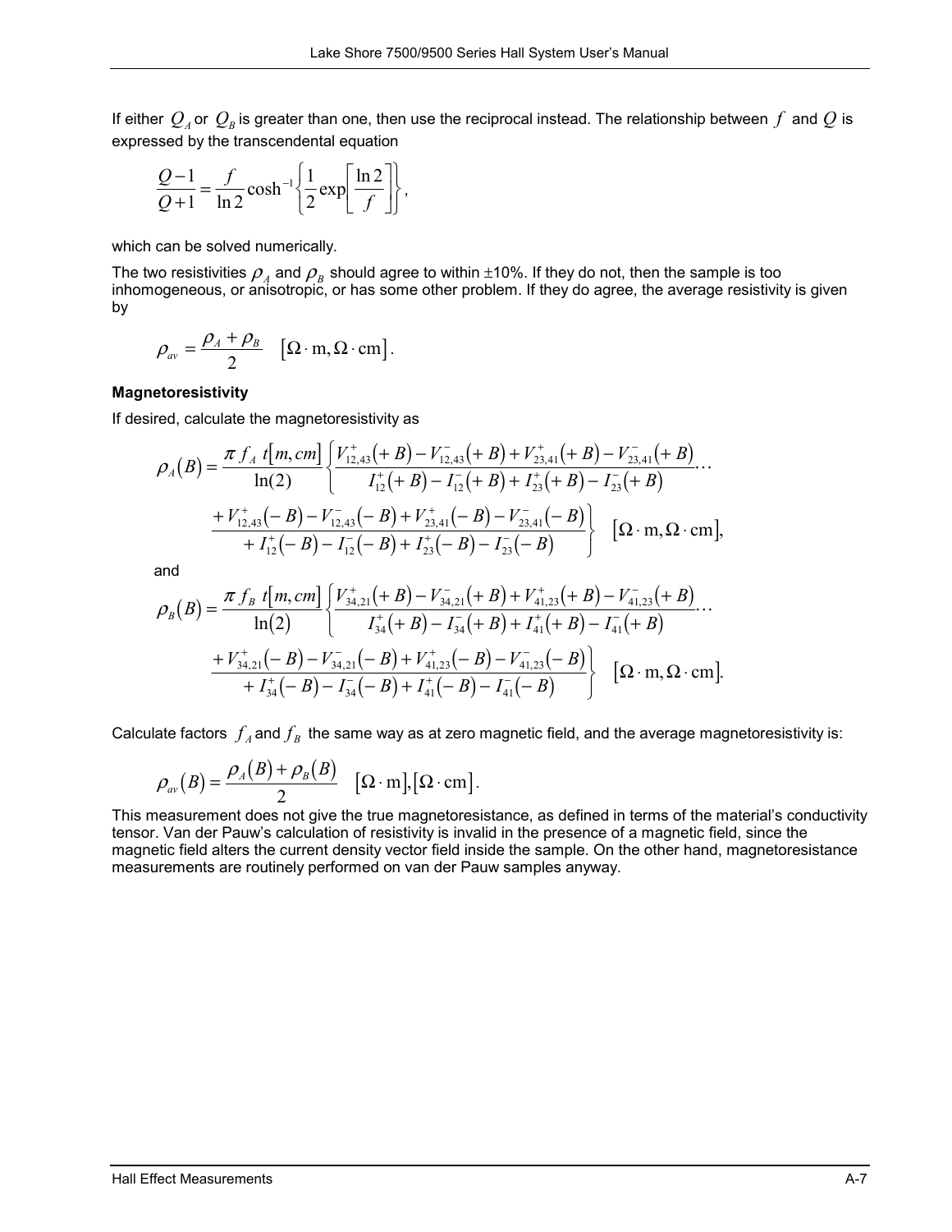If either $Q_A$ or $Q_B$ is greater than one, then use the reciprocal instead. The relationship between $f$ and $Q$ is expressed by the transcendental equation

$$\frac{Q-1}{Q+1} = \frac{f}{\ln 2}\cosh^{-1}\left\{\frac{1}{2}\exp\left[\frac{\ln 2}{f}\right]\right\},$$

which can be solved numerically.

The two resistivities $\rho_A$ and $\rho_B$ should agree to within ±10%. If they do not, then the sample is too inhomogeneous, or anisotropic, or has some other problem. If they do agree, the average resistivity is given by

$$\rho_{av} = \frac{\rho_A + \rho_B}{2} \quad [\Omega \cdot \text{m}, \Omega \cdot \text{cm}].$$

**Magnetoresistivity**

If desired, calculate the magnetoresistivity as

$$\rho_A(B) = \frac{\pi f_A\ t[m,cm]}{\ln(2)}\left\{\frac{V_{12,43}^{+}(+B) - V_{12,43}^{-}(+B) + V_{23,41}^{+}(+B) - V_{23,41}^{-}(+B)}{I_{12}^{+}(+B) - I_{12}^{-}(+B) + I_{23}^{+}(+B) - I_{23}^{-}(+B)}\cdots\right.$$

$$\left.\frac{+V_{12,43}^{+}(-B) - V_{12,43}^{-}(-B) + V_{23,41}^{+}(-B) - V_{23,41}^{-}(-B)}{+I_{12}^{+}(-B) - I_{12}^{-}(-B) + I_{23}^{+}(-B) - I_{23}^{-}(-B)}\right\} \quad [\Omega \cdot \text{m}, \Omega \cdot \text{cm}],$$

and

$$\rho_B(B) = \frac{\pi f_B\ t[m,cm]}{\ln(2)}\left\{\frac{V_{34,21}^{+}(+B) - V_{34,21}^{-}(+B) + V_{41,23}^{+}(+B) - V_{41,23}^{-}(+B)}{I_{34}^{+}(+B) - I_{34}^{-}(+B) + I_{41}^{+}(+B) - I_{41}^{-}(+B)}\cdots\right.$$

$$\left.\frac{+V_{34,21}^{+}(-B) - V_{34,21}^{-}(-B) + V_{41,23}^{+}(-B) - V_{41,23}^{-}(-B)}{+I_{34}^{+}(-B) - I_{34}^{-}(-B) + I_{41}^{+}(-B) - I_{41}^{-}(-B)}\right\} \quad [\Omega \cdot \text{m}, \Omega \cdot \text{cm}].$$

Calculate factors $f_A$ and $f_B$ the same way as at zero magnetic field, and the average magnetoresistivity is:

$$\rho_{av}(B) = \frac{\rho_A(B) + \rho_B(B)}{2} \quad [\Omega \cdot \text{m}],[\Omega \cdot \text{cm}].$$

This measurement does not give the true magnetoresistance, as defined in terms of the material's conductivity tensor. Van der Pauw's calculation of resistivity is invalid in the presence of a magnetic field, since the magnetic field alters the current density vector field inside the sample. On the other hand, magnetoresistance measurements are routinely performed on van der Pauw samples anyway.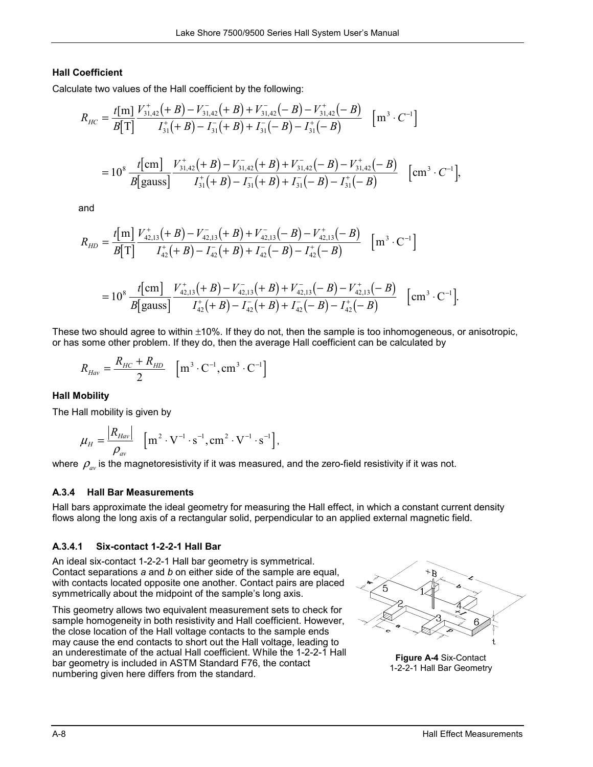**Hall Coefficient**

Calculate two values of the Hall coefficient by the following:

$$R_{HC} = \frac{t[\mathrm{m}]}{B[\mathrm{T}]} \frac{V_{31,42}^{+}(+B) - V_{31,42}^{-}(+B) + V_{31,42}^{-}(-B) - V_{31,42}^{+}(-B)}{I_{31}^{+}(+B) - I_{31}^{-}(+B) + I_{31}^{-}(-B) - I_{31}^{+}(-B)} \quad \left[\mathrm{m}^3 \cdot C^{-1}\right]$$

$$= 10^8 \frac{t[\mathrm{cm}]}{B[\mathrm{gauss}]} \frac{V_{31,42}^{+}(+B) - V_{31,42}^{-}(+B) + V_{31,42}^{-}(-B) - V_{31,42}^{+}(-B)}{I_{31}^{+}(+B) - I_{31}^{-}(+B) + I_{31}^{-}(-B) - I_{31}^{+}(-B)} \quad \left[\mathrm{cm}^3 \cdot C^{-1}\right],$$

and

$$R_{HD} = \frac{t[\mathrm{m}]}{B[\mathrm{T}]} \frac{V_{42,13}^{+}(+B) - V_{42,13}^{-}(+B) + V_{42,13}^{-}(-B) - V_{42,13}^{+}(-B)}{I_{42}^{+}(+B) - I_{42}^{-}(+B) + I_{42}^{-}(-B) - I_{42}^{+}(-B)} \quad \left[\mathrm{m}^3 \cdot \mathrm{C}^{-1}\right]$$

$$= 10^8 \frac{t[\mathrm{cm}]}{B[\mathrm{gauss}]} \frac{V_{42,13}^{+}(+B) - V_{42,13}^{-}(+B) + V_{42,13}^{-}(-B) - V_{42,13}^{+}(-B)}{I_{42}^{+}(+B) - I_{42}^{-}(+B) + I_{42}^{-}(-B) - I_{42}^{+}(-B)} \quad \left[\mathrm{cm}^3 \cdot \mathrm{C}^{-1}\right].$$

These two should agree to within ±10%. If they do not, then the sample is too inhomogeneous, or anisotropic, or has some other problem. If they do, then the average Hall coefficient can be calculated by

$$R_{Hav} = \frac{R_{HC} + R_{HD}}{2} \quad \left[\mathrm{m}^3 \cdot \mathrm{C}^{-1}, \mathrm{cm}^3 \cdot \mathrm{C}^{-1}\right]$$

**Hall Mobility**

The Hall mobility is given by

$$\mu_H = \frac{|R_{Hav}|}{\rho_{av}} \quad \left[\mathrm{m}^2 \cdot \mathrm{V}^{-1} \cdot \mathrm{s}^{-1}, \mathrm{cm}^2 \cdot \mathrm{V}^{-1} \cdot \mathrm{s}^{-1}\right],$$

where $\rho_{av}$ is the magnetoresistivity if it was measured, and the zero-field resistivity if it was not.

### A.3.4 Hall Bar Measurements

Hall bars approximate the ideal geometry for measuring the Hall effect, in which a constant current density flows along the long axis of a rectangular solid, perpendicular to an applied external magnetic field.

#### A.3.4.1 Six-contact 1-2-2-1 Hall Bar

An ideal six-contact 1-2-2-1 Hall bar geometry is symmetrical. Contact separations *a* and *b* on either side of the sample are equal, with contacts located opposite one another. Contact pairs are placed symmetrically about the midpoint of the sample's long axis.

This geometry allows two equivalent measurement sets to check for sample homogeneity in both resistivity and Hall coefficient. However, the close location of the Hall voltage contacts to the sample ends may cause the end contacts to short out the Hall voltage, leading to an underestimate of the actual Hall coefficient. While the 1-2-2-1 Hall bar geometry is included in ASTM Standard F76, the contact numbering given here differs from the standard.

**Figure A-4** Six-Contact 1-2-2-1 Hall Bar Geometry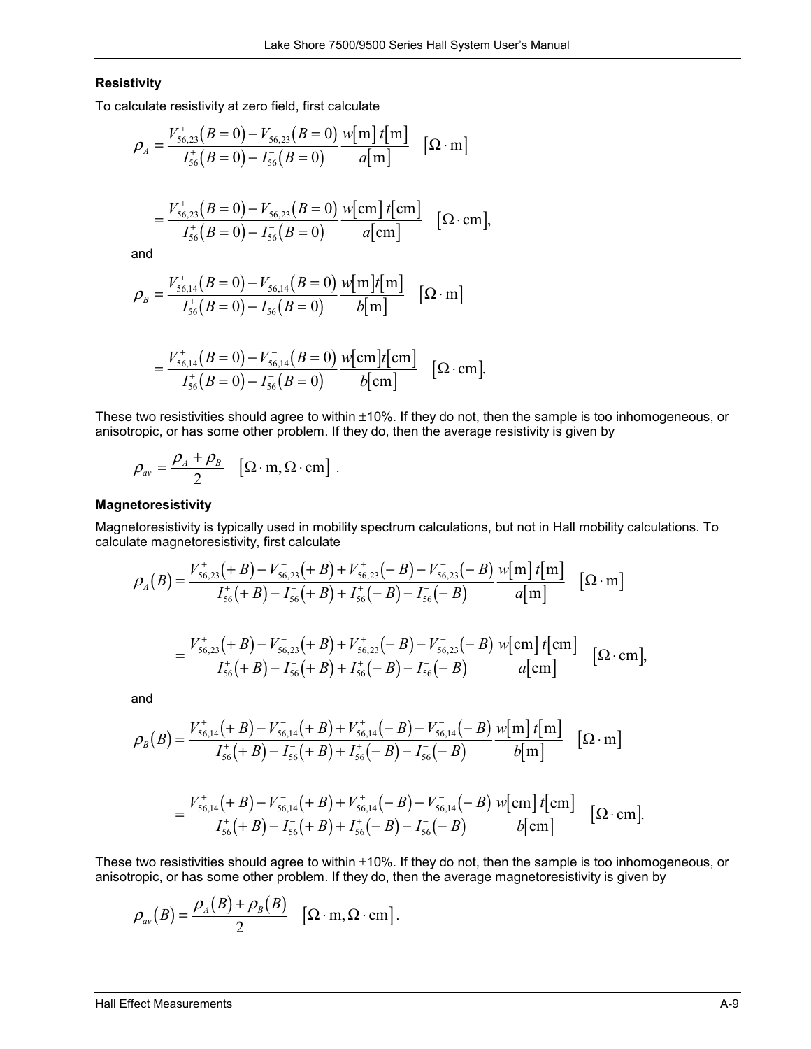**Resistivity**

To calculate resistivity at zero field, first calculate

$$\rho_A = \frac{V_{56,23}^{+}(B=0) - V_{56,23}^{-}(B=0)}{I_{56}^{+}(B=0) - I_{56}^{-}(B=0)} \frac{w[\text{m}]\, t[\text{m}]}{a[\text{m}]} \quad [\Omega \cdot \text{m}]$$

$$= \frac{V_{56,23}^{+}(B=0) - V_{56,23}^{-}(B=0)}{I_{56}^{+}(B=0) - I_{56}^{-}(B=0)} \frac{w[\text{cm}]\, t[\text{cm}]}{a[\text{cm}]} \quad [\Omega \cdot \text{cm}],$$

and

$$\rho_B = \frac{V_{56,14}^{+}(B=0) - V_{56,14}^{-}(B=0)}{I_{56}^{+}(B=0) - I_{56}^{-}(B=0)} \frac{w[\text{m}]t[\text{m}]}{b[\text{m}]} \quad [\Omega \cdot \text{m}]$$

$$= \frac{V_{56,14}^{+}(B=0) - V_{56,14}^{-}(B=0)}{I_{56}^{+}(B=0) - I_{56}^{-}(B=0)} \frac{w[\text{cm}]t[\text{cm}]}{b[\text{cm}]} \quad [\Omega \cdot \text{cm}].$$

These two resistivities should agree to within ±10%. If they do not, then the sample is too inhomogeneous, or anisotropic, or has some other problem. If they do, then the average resistivity is given by

$$\rho_{av} = \frac{\rho_A + \rho_B}{2} \quad [\Omega \cdot \text{m}, \Omega \cdot \text{cm}] \; .$$

**Magnetoresistivity**

Magnetoresistivity is typically used in mobility spectrum calculations, but not in Hall mobility calculations. To calculate magnetoresistivity, first calculate

$$\rho_A(B) = \frac{V_{56,23}^{+}(+B) - V_{56,23}^{-}(+B) + V_{56,23}^{+}(-B) - V_{56,23}^{-}(-B)}{I_{56}^{+}(+B) - I_{56}^{-}(+B) + I_{56}^{+}(-B) - I_{56}^{-}(-B)} \frac{w[\text{m}]\, t[\text{m}]}{a[\text{m}]} \quad [\Omega \cdot \text{m}]$$

$$= \frac{V_{56,23}^{+}(+B) - V_{56,23}^{-}(+B) + V_{56,23}^{+}(-B) - V_{56,23}^{-}(-B)}{I_{56}^{+}(+B) - I_{56}^{-}(+B) + I_{56}^{+}(-B) - I_{56}^{-}(-B)} \frac{w[\text{cm}]\, t[\text{cm}]}{a[\text{cm}]} \quad [\Omega \cdot \text{cm}],$$

and

$$\rho_B(B) = \frac{V_{56,14}^{+}(+B) - V_{56,14}^{-}(+B) + V_{56,14}^{+}(-B) - V_{56,14}^{-}(-B)}{I_{56}^{+}(+B) - I_{56}^{-}(+B) + I_{56}^{+}(-B) - I_{56}^{-}(-B)} \frac{w[\text{m}]\, t[\text{m}]}{b[\text{m}]} \quad [\Omega \cdot \text{m}]$$

$$= \frac{V_{56,14}^{+}(+B) - V_{56,14}^{-}(+B) + V_{56,14}^{+}(-B) - V_{56,14}^{-}(-B)}{I_{56}^{+}(+B) - I_{56}^{-}(+B) + I_{56}^{+}(-B) - I_{56}^{-}(-B)} \frac{w[\text{cm}]\, t[\text{cm}]}{b[\text{cm}]} \quad [\Omega \cdot \text{cm}].$$

These two resistivities should agree to within ±10%. If they do not, then the sample is too inhomogeneous, or anisotropic, or has some other problem. If they do, then the average magnetoresistivity is given by

$$\rho_{av}(B) = \frac{\rho_A(B) + \rho_B(B)}{2} \quad [\Omega \cdot \text{m}, \Omega \cdot \text{cm}].$$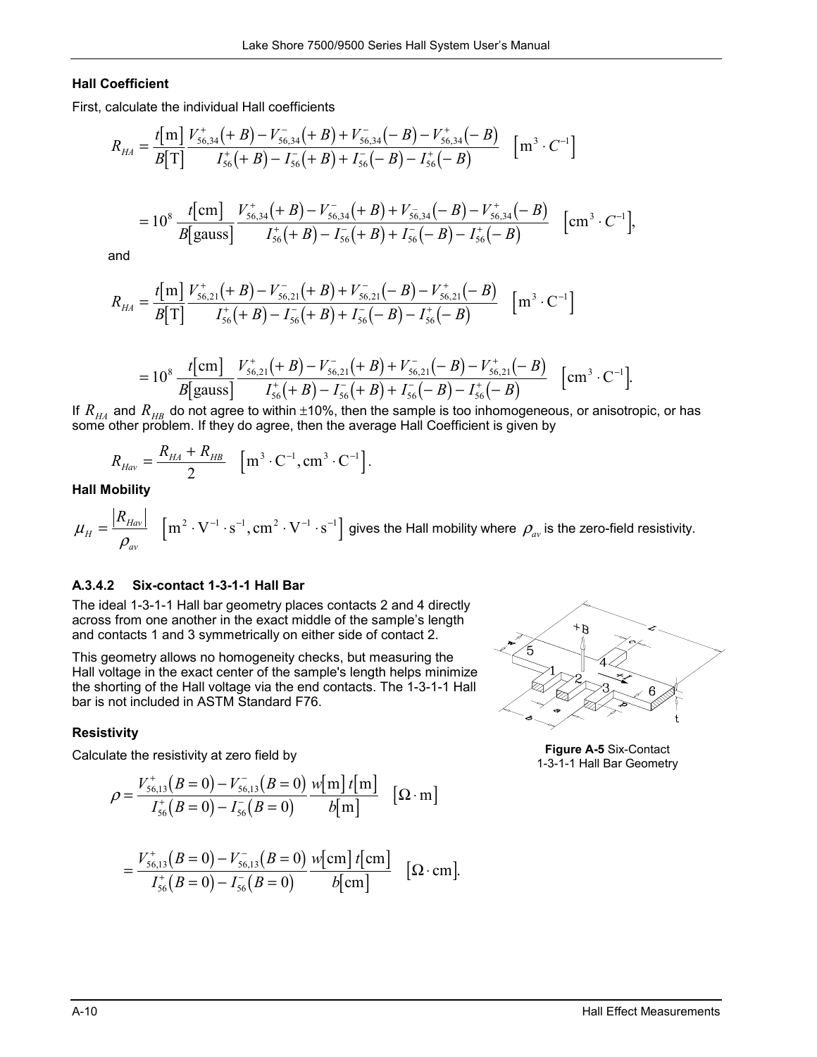### Hall Coefficient

First, calculate the individual Hall coefficients

$$R_{HA} = \frac{t[\mathrm{m}]}{B[\mathrm{T}]} \frac{V_{56,34}^{+}(+B) - V_{56,34}^{-}(+B) + V_{56,34}^{-}(-B) - V_{56,34}^{+}(-B)}{I_{56}^{+}(+B) - I_{56}^{-}(+B) + I_{56}^{-}(-B) - I_{56}^{+}(-B)} \quad \left[\mathrm{m}^3 \cdot C^{-1}\right]$$

$$= 10^8 \frac{t[\mathrm{cm}]}{B[\mathrm{gauss}]} \frac{V_{56,34}^{+}(+B) - V_{56,34}^{-}(+B) + V_{56,34}^{-}(-B) - V_{56,34}^{+}(-B)}{I_{56}^{+}(+B) - I_{56}^{-}(+B) + I_{56}^{-}(-B) - I_{56}^{+}(-B)} \quad \left[\mathrm{cm}^3 \cdot C^{-1}\right],$$

and

$$R_{HA} = \frac{t[\mathrm{m}]}{B[\mathrm{T}]} \frac{V_{56,21}^{+}(+B) - V_{56,21}^{-}(+B) + V_{56,21}^{-}(-B) - V_{56,21}^{+}(-B)}{I_{56}^{+}(+B) - I_{56}^{-}(+B) + I_{56}^{-}(-B) - I_{56}^{+}(-B)} \quad \left[\mathrm{m}^3 \cdot \mathrm{C}^{-1}\right]$$

$$= 10^8 \frac{t[\mathrm{cm}]}{B[\mathrm{gauss}]} \frac{V_{56,21}^{+}(+B) - V_{56,21}^{-}(+B) + V_{56,21}^{-}(-B) - V_{56,21}^{+}(-B)}{I_{56}^{+}(+B) - I_{56}^{-}(+B) + I_{56}^{-}(-B) - I_{56}^{+}(-B)} \quad \left[\mathrm{cm}^3 \cdot \mathrm{C}^{-1}\right].$$

If $R_{HA}$ and $R_{HB}$ do not agree to within ±10%, then the sample is too inhomogeneous, or anisotropic, or has some other problem. If they do agree, then the average Hall Coefficient is given by

$$R_{Hav} = \frac{R_{HA} + R_{HB}}{2} \quad \left[\mathrm{m}^3 \cdot \mathrm{C}^{-1}, \mathrm{cm}^3 \cdot \mathrm{C}^{-1}\right].$$

### Hall Mobility

$\mu_H = \dfrac{|R_{Hav}|}{\rho_{av}} \quad \left[\mathrm{m}^2 \cdot \mathrm{V}^{-1} \cdot \mathrm{s}^{-1}, \mathrm{cm}^2 \cdot \mathrm{V}^{-1} \cdot \mathrm{s}^{-1}\right]$ gives the Hall mobility where $\rho_{av}$ is the zero-field resistivity.

### A.3.4.2 Six-contact 1-3-1-1 Hall Bar

The ideal 1-3-1-1 Hall bar geometry places contacts 2 and 4 directly across from one another in the exact middle of the sample's length and contacts 1 and 3 symmetrically on either side of contact 2.

This geometry allows no homogeneity checks, but measuring the Hall voltage in the exact center of the sample's length helps minimize the shorting of the Hall voltage via the end contacts. The 1-3-1-1 Hall bar is not included in ASTM Standard F76.

**Figure A-5** Six-Contact 1-3-1-1 Hall Bar Geometry

### Resistivity

Calculate the resistivity at zero field by

$$\rho = \frac{V_{56,13}^{+}(B=0) - V_{56,13}^{-}(B=0)}{I_{56}^{+}(B=0) - I_{56}^{-}(B=0)} \frac{w[\mathrm{m}]\, t[\mathrm{m}]}{b[\mathrm{m}]} \quad [\Omega \cdot \mathrm{m}]$$

$$= \frac{V_{56,13}^{+}(B=0) - V_{56,13}^{-}(B=0)}{I_{56}^{+}(B=0) - I_{56}^{-}(B=0)} \frac{w[\mathrm{cm}]\, t[\mathrm{cm}]}{b[\mathrm{cm}]} \quad [\Omega \cdot \mathrm{cm}].$$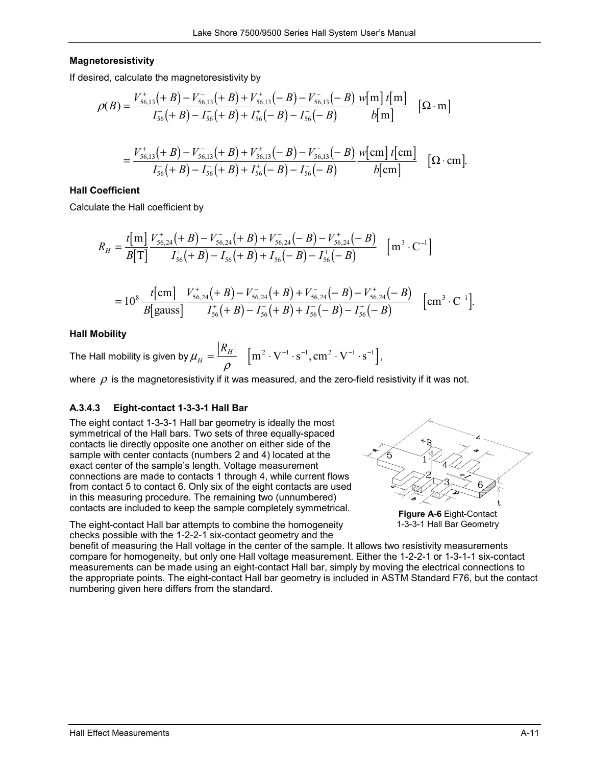**Magnetoresistivity**

If desired, calculate the magnetoresistivity by

$$\rho(B) = \frac{V^{+}_{56,13}(+B) - V^{-}_{56,13}(+B) + V^{+}_{56,13}(-B) - V^{-}_{56,13}(-B)}{I^{+}_{56}(+B) - I^{-}_{56}(+B) + I^{+}_{56}(-B) - I^{-}_{56}(-B)} \frac{w[\mathrm{m}]\, t[\mathrm{m}]}{b[\mathrm{m}]} \quad [\Omega \cdot \mathrm{m}]$$

$$= \frac{V^{+}_{56,13}(+B) - V^{-}_{56,13}(+B) + V^{+}_{56,13}(-B) - V^{-}_{56,13}(-B)}{I^{+}_{56}(+B) - I^{-}_{56}(+B) + I^{+}_{56}(-B) - I^{-}_{56}(-B)} \frac{w[\mathrm{cm}]\, t[\mathrm{cm}]}{b[\mathrm{cm}]} \quad [\Omega \cdot \mathrm{cm}].$$

**Hall Coefficient**

Calculate the Hall coefficient by

$$R_H = \frac{t[\mathrm{m}]}{B[\mathrm{T}]} \frac{V^{+}_{56,24}(+B) - V^{-}_{56,24}(+B) + V^{-}_{56,24}(-B) - V^{+}_{56,24}(-B)}{I^{+}_{56}(+B) - I^{-}_{56}(+B) + I^{-}_{56}(-B) - I^{+}_{56}(-B)} \quad [\mathrm{m}^3 \cdot \mathrm{C}^{-1}]$$

$$= 10^8 \frac{t[\mathrm{cm}]}{B[\mathrm{gauss}]} \frac{V^{+}_{56,24}(+B) - V^{-}_{56,24}(+B) + V^{-}_{56,24}(-B) - V^{+}_{56,24}(-B)}{I^{+}_{56}(+B) - I^{-}_{56}(+B) + I^{-}_{56}(-B) - I^{+}_{56}(-B)} \quad [\mathrm{cm}^3 \cdot \mathrm{C}^{-1}].$$

**Hall Mobility**

The Hall mobility is given by $\mu_H = \frac{|R_H|}{\rho} \quad [\mathrm{m}^2 \cdot \mathrm{V}^{-1} \cdot \mathrm{s}^{-1}, \mathrm{cm}^2 \cdot \mathrm{V}^{-1} \cdot \mathrm{s}^{-1}]$,

where $\rho$ is the magnetoresistivity if it was measured, and the zero-field resistivity if it was not.

### A.3.4.3 Eight-contact 1-3-3-1 Hall Bar

The eight contact 1-3-3-1 Hall bar geometry is ideally the most symmetrical of the Hall bars. Two sets of three equally-spaced contacts lie directly opposite one another on either side of the sample with center contacts (numbers 2 and 4) located at the exact center of the sample's length. Voltage measurement connections are made to contacts 1 through 4, while current flows from contact 5 to contact 6. Only six of the eight contacts are used in this measuring procedure. The remaining two (unnumbered) contacts are included to keep the sample completely symmetrical.

**Figure A-6** Eight-Contact 1-3-3-1 Hall Bar Geometry

The eight-contact Hall bar attempts to combine the homogeneity checks possible with the 1-2-2-1 six-contact geometry and the benefit of measuring the Hall voltage in the center of the sample. It allows two resistivity measurements compare for homogeneity, but only one Hall voltage measurement. Either the 1-2-2-1 or 1-3-1-1 six-contact measurements can be made using an eight-contact Hall bar, simply by moving the electrical connections to the appropriate points. The eight-contact Hall bar geometry is included in ASTM Standard F76, but the contact numbering given here differs from the standard.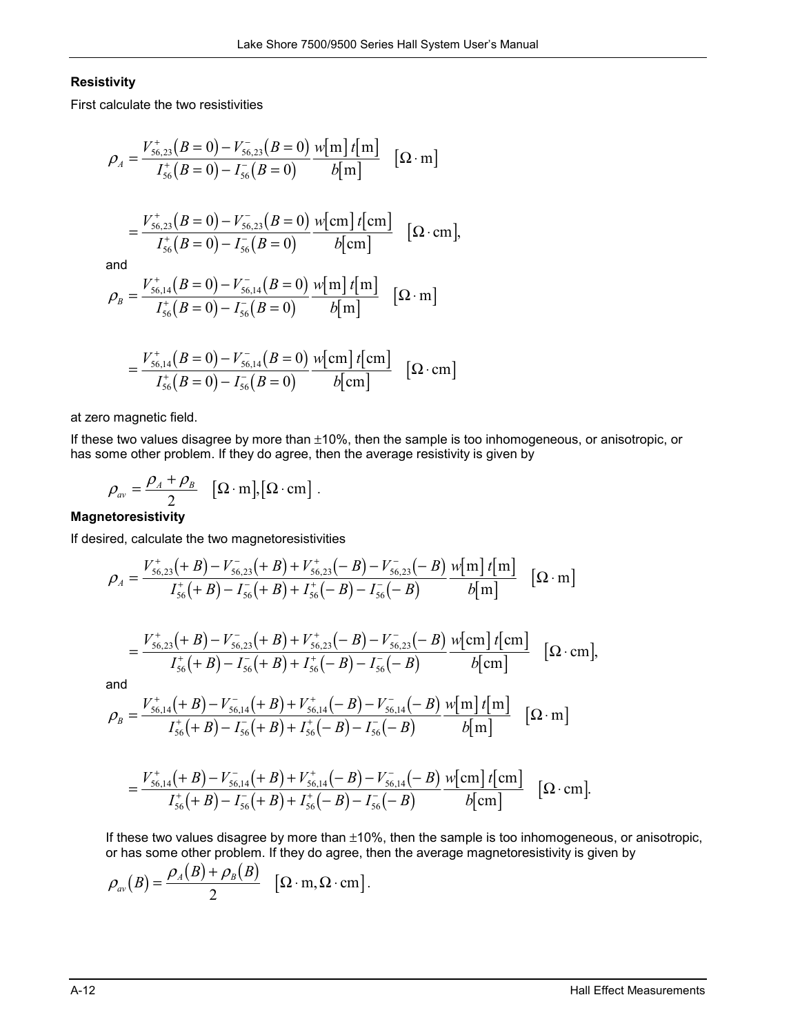### Resistivity

First calculate the two resistivities

$$\rho_A = \frac{V_{56,23}^{+}(B=0) - V_{56,23}^{-}(B=0)}{I_{56}^{+}(B=0) - I_{56}^{-}(B=0)} \frac{w[\mathrm{m}]\, t[\mathrm{m}]}{b[\mathrm{m}]} \quad [\Omega \cdot \mathrm{m}]$$

$$= \frac{V_{56,23}^{+}(B=0) - V_{56,23}^{-}(B=0)}{I_{56}^{+}(B=0) - I_{56}^{-}(B=0)} \frac{w[\mathrm{cm}]\, t[\mathrm{cm}]}{b[\mathrm{cm}]} \quad [\Omega \cdot \mathrm{cm}],$$

and

$$\rho_B = \frac{V_{56,14}^{+}(B=0) - V_{56,14}^{-}(B=0)}{I_{56}^{+}(B=0) - I_{56}^{-}(B=0)} \frac{w[\mathrm{m}]\, t[\mathrm{m}]}{b[\mathrm{m}]} \quad [\Omega \cdot \mathrm{m}]$$

$$= \frac{V_{56,14}^{+}(B=0) - V_{56,14}^{-}(B=0)}{I_{56}^{+}(B=0) - I_{56}^{-}(B=0)} \frac{w[\mathrm{cm}]\, t[\mathrm{cm}]}{b[\mathrm{cm}]} \quad [\Omega \cdot \mathrm{cm}]$$

at zero magnetic field.

If these two values disagree by more than ±10%, then the sample is too inhomogeneous, or anisotropic, or has some other problem. If they do agree, then the average resistivity is given by

$$\rho_{av} = \frac{\rho_A + \rho_B}{2} \quad [\Omega \cdot \mathrm{m}], [\Omega \cdot \mathrm{cm}] .$$

### Magnetoresistivity

If desired, calculate the two magnetoresistivities

$$\rho_A = \frac{V_{56,23}^{+}(+B) - V_{56,23}^{-}(+B) + V_{56,23}^{+}(-B) - V_{56,23}^{-}(-B)}{I_{56}^{+}(+B) - I_{56}^{-}(+B) + I_{56}^{+}(-B) - I_{56}^{-}(-B)} \frac{w[\mathrm{m}]\, t[\mathrm{m}]}{b[\mathrm{m}]} \quad [\Omega \cdot \mathrm{m}]$$

$$= \frac{V_{56,23}^{+}(+B) - V_{56,23}^{-}(+B) + V_{56,23}^{+}(-B) - V_{56,23}^{-}(-B)}{I_{56}^{+}(+B) - I_{56}^{-}(+B) + I_{56}^{+}(-B) - I_{56}^{-}(-B)} \frac{w[\mathrm{cm}]\, t[\mathrm{cm}]}{b[\mathrm{cm}]} \quad [\Omega \cdot \mathrm{cm}],$$

and

$$\rho_B = \frac{V_{56,14}^{+}(+B) - V_{56,14}^{-}(+B) + V_{56,14}^{+}(-B) - V_{56,14}^{-}(-B)}{I_{56}^{+}(+B) - I_{56}^{-}(+B) + I_{56}^{+}(-B) - I_{56}^{-}(-B)} \frac{w[\mathrm{m}]\, t[\mathrm{m}]}{b[\mathrm{m}]} \quad [\Omega \cdot \mathrm{m}]$$

$$= \frac{V_{56,14}^{+}(+B) - V_{56,14}^{-}(+B) + V_{56,14}^{+}(-B) - V_{56,14}^{-}(-B)}{I_{56}^{+}(+B) - I_{56}^{-}(+B) + I_{56}^{+}(-B) - I_{56}^{-}(-B)} \frac{w[\mathrm{cm}]\, t[\mathrm{cm}]}{b[\mathrm{cm}]} \quad [\Omega \cdot \mathrm{cm}].$$

If these two values disagree by more than ±10%, then the sample is too inhomogeneous, or anisotropic, or has some other problem. If they do agree, then the average magnetoresistivity is given by

$$\rho_{av}(B) = \frac{\rho_A(B) + \rho_B(B)}{2} \quad [\Omega \cdot \mathrm{m}, \Omega \cdot \mathrm{cm}].$$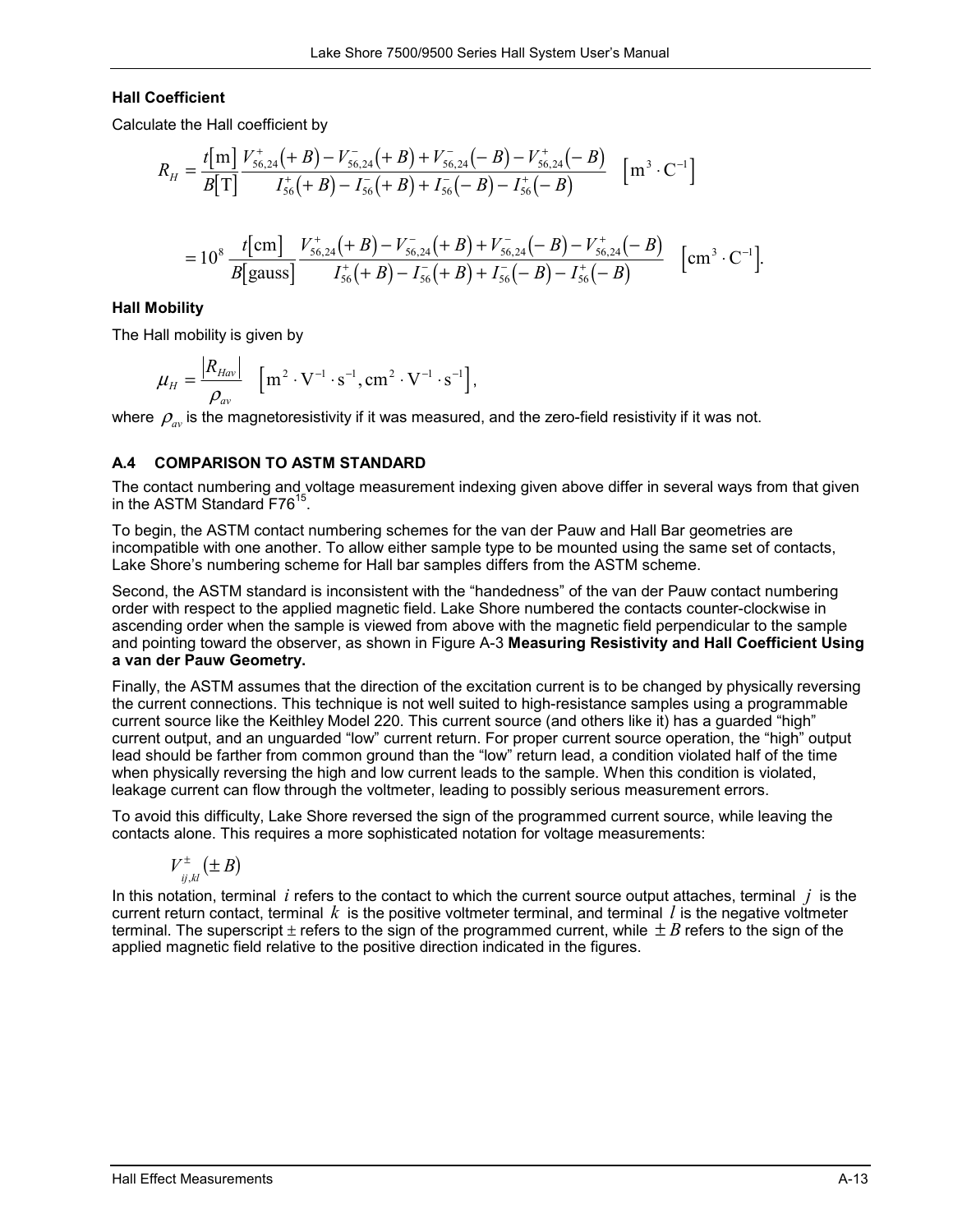### Hall Coefficient

Calculate the Hall coefficient by

$$R_H = \frac{t[\mathrm{m}]}{B[\mathrm{T}]} \frac{V_{56,24}^{+}(+B) - V_{56,24}^{-}(+B) + V_{56,24}^{-}(-B) - V_{56,24}^{+}(-B)}{I_{56}^{+}(+B) - I_{56}^{-}(+B) + I_{56}^{-}(-B) - I_{56}^{+}(-B)} \quad \left[\mathrm{m}^3 \cdot \mathrm{C}^{-1}\right]$$

$$= 10^8 \frac{t[\mathrm{cm}]}{B[\mathrm{gauss}]} \frac{V_{56,24}^{+}(+B) - V_{56,24}^{-}(+B) + V_{56,24}^{-}(-B) - V_{56,24}^{+}(-B)}{I_{56}^{+}(+B) - I_{56}^{-}(+B) + I_{56}^{-}(-B) - I_{56}^{+}(-B)} \quad \left[\mathrm{cm}^3 \cdot \mathrm{C}^{-1}\right].$$

### Hall Mobility

The Hall mobility is given by

$$\mu_H = \frac{|R_{Hav}|}{\rho_{av}} \quad \left[\mathrm{m}^2 \cdot \mathrm{V}^{-1} \cdot \mathrm{s}^{-1}, \mathrm{cm}^2 \cdot \mathrm{V}^{-1} \cdot \mathrm{s}^{-1}\right],$$

where $\rho_{av}$ is the magnetoresistivity if it was measured, and the zero-field resistivity if it was not.

## A.4 COMPARISON TO ASTM STANDARD

The contact numbering and voltage measurement indexing given above differ in several ways from that given in the ASTM Standard F76[15].

To begin, the ASTM contact numbering schemes for the van der Pauw and Hall Bar geometries are incompatible with one another. To allow either sample type to be mounted using the same set of contacts, Lake Shore's numbering scheme for Hall bar samples differs from the ASTM scheme.

Second, the ASTM standard is inconsistent with the "handedness" of the van der Pauw contact numbering order with respect to the applied magnetic field. Lake Shore numbered the contacts counter-clockwise in ascending order when the sample is viewed from above with the magnetic field perpendicular to the sample and pointing toward the observer, as shown in Figure A-3 **Measuring Resistivity and Hall Coefficient Using a van der Pauw Geometry.**

Finally, the ASTM assumes that the direction of the excitation current is to be changed by physically reversing the current connections. This technique is not well suited to high-resistance samples using a programmable current source like the Keithley Model 220. This current source (and others like it) has a guarded "high" current output, and an unguarded "low" current return. For proper current source operation, the "high" output lead should be farther from common ground than the "low" return lead, a condition violated half of the time when physically reversing the high and low current leads to the sample. When this condition is violated, leakage current can flow through the voltmeter, leading to possibly serious measurement errors.

To avoid this difficulty, Lake Shore reversed the sign of the programmed current source, while leaving the contacts alone. This requires a more sophisticated notation for voltage measurements:

$$V_{ij,kl}^{\pm}(\pm B)$$

In this notation, terminal $i$ refers to the contact to which the current source output attaches, terminal $j$ is the current return contact, terminal $k$ is the positive voltmeter terminal, and terminal $l$ is the negative voltmeter terminal. The superscript $\pm$ refers to the sign of the programmed current, while $\pm B$ refers to the sign of the applied magnetic field relative to the positive direction indicated in the figures.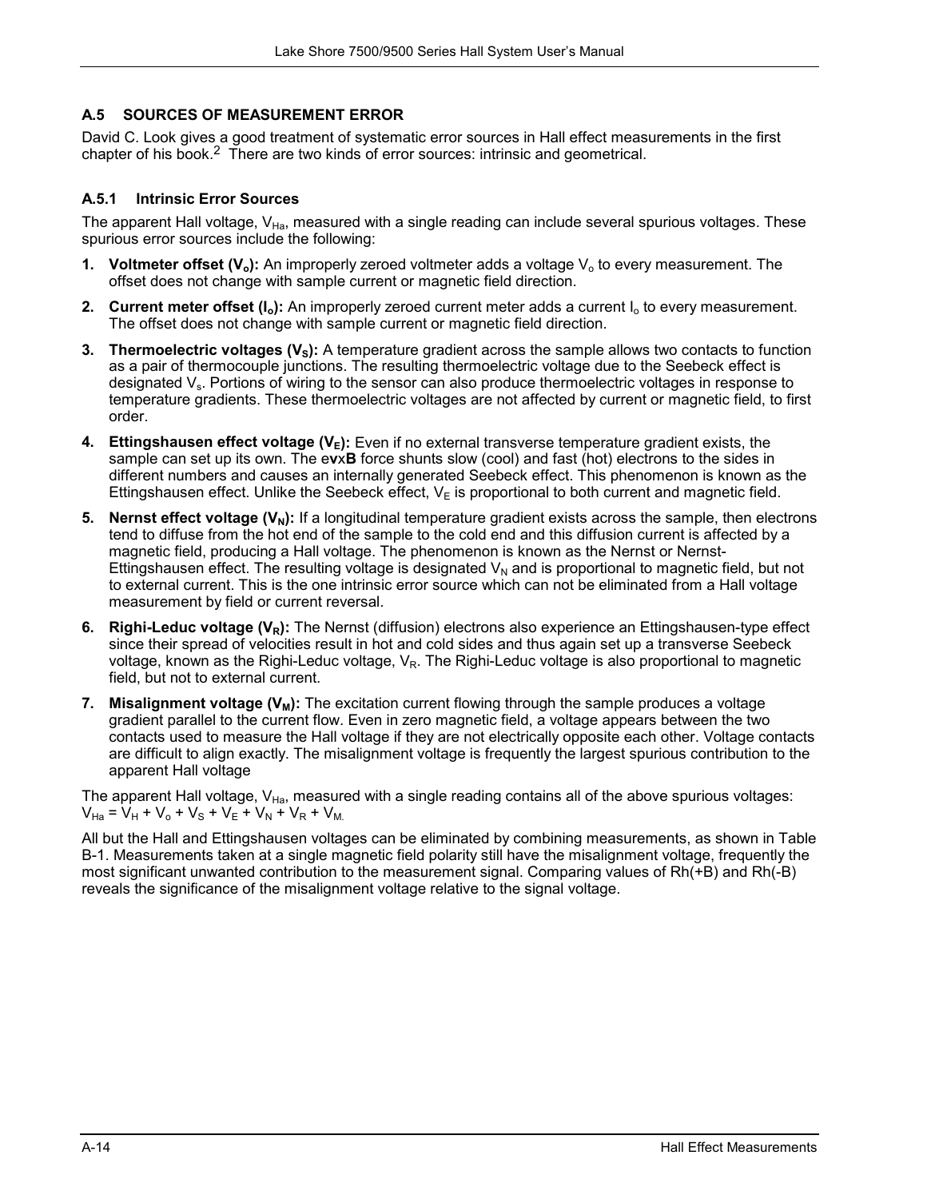## A.5 SOURCES OF MEASUREMENT ERROR

David C. Look gives a good treatment of systematic error sources in Hall effect measurements in the first chapter of his book.[2] There are two kinds of error sources: intrinsic and geometrical.

### A.5.1 Intrinsic Error Sources

The apparent Hall voltage, $V_{Ha}$, measured with a single reading can include several spurious voltages. These spurious error sources include the following:

1. **Voltmeter offset ($V_o$):** An improperly zeroed voltmeter adds a voltage $V_o$ to every measurement. The offset does not change with sample current or magnetic field direction.
2. **Current meter offset ($I_o$):** An improperly zeroed current meter adds a current $I_o$ to every measurement. The offset does not change with sample current or magnetic field direction.
3. **Thermoelectric voltages ($V_S$):** A temperature gradient across the sample allows two contacts to function as a pair of thermocouple junctions. The resulting thermoelectric voltage due to the Seebeck effect is designated $V_s$. Portions of wiring to the sensor can also produce thermoelectric voltages in response to temperature gradients. These thermoelectric voltages are not affected by current or magnetic field, to first order.
4. **Ettingshausen effect voltage ($V_E$):** Even if no external transverse temperature gradient exists, the sample can set up its own. The e**v**x**B** force shunts slow (cool) and fast (hot) electrons to the sides in different numbers and causes an internally generated Seebeck effect. This phenomenon is known as the Ettingshausen effect. Unlike the Seebeck effect, $V_E$ is proportional to both current and magnetic field.
5. **Nernst effect voltage ($V_N$):** If a longitudinal temperature gradient exists across the sample, then electrons tend to diffuse from the hot end of the sample to the cold end and this diffusion current is affected by a magnetic field, producing a Hall voltage. The phenomenon is known as the Nernst or Nernst-Ettingshausen effect. The resulting voltage is designated $V_N$ and is proportional to magnetic field, but not to external current. This is the one intrinsic error source which can not be eliminated from a Hall voltage measurement by field or current reversal.
6. **Righi-Leduc voltage ($V_R$):** The Nernst (diffusion) electrons also experience an Ettingshausen-type effect since their spread of velocities result in hot and cold sides and thus again set up a transverse Seebeck voltage, known as the Righi-Leduc voltage, $V_R$. The Righi-Leduc voltage is also proportional to magnetic field, but not to external current.
7. **Misalignment voltage ($V_M$):** The excitation current flowing through the sample produces a voltage gradient parallel to the current flow. Even in zero magnetic field, a voltage appears between the two contacts used to measure the Hall voltage if they are not electrically opposite each other. Voltage contacts are difficult to align exactly. The misalignment voltage is frequently the largest spurious contribution to the apparent Hall voltage

The apparent Hall voltage, $V_{Ha}$, measured with a single reading contains all of the above spurious voltages: $V_{Ha} = V_H + V_o + V_S + V_E + V_N + V_R + V_M$.

All but the Hall and Ettingshausen voltages can be eliminated by combining measurements, as shown in Table B-1. Measurements taken at a single magnetic field polarity still have the misalignment voltage, frequently the most significant unwanted contribution to the measurement signal. Comparing values of Rh(+B) and Rh(-B) reveals the significance of the misalignment voltage relative to the signal voltage.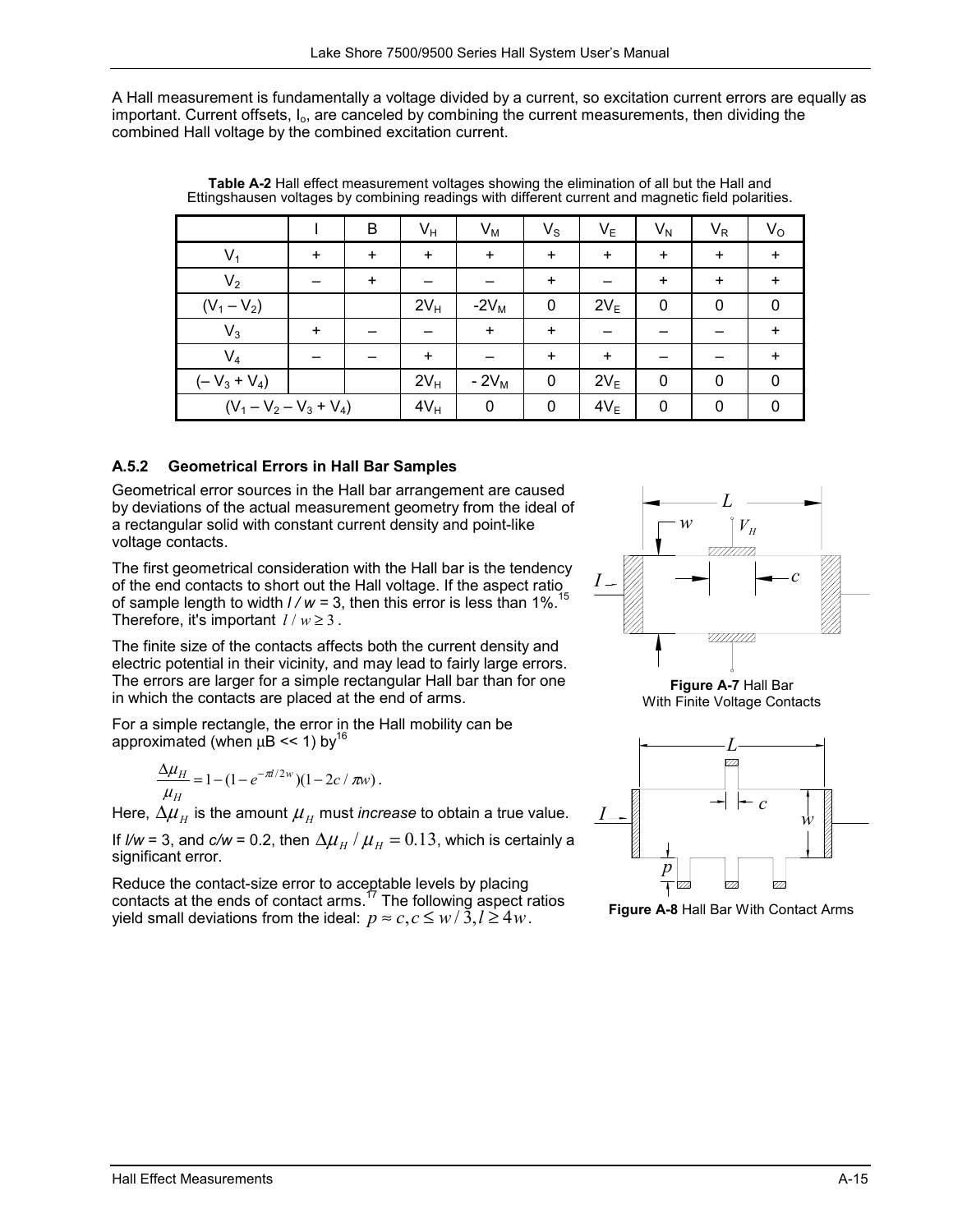A Hall measurement is fundamentally a voltage divided by a current, so excitation current errors are equally as important. Current offsets, $I_o$, are canceled by combining the current measurements, then dividing the combined Hall voltage by the combined excitation current.

**Table A-2** Hall effect measurement voltages showing the elimination of all but the Hall and Ettingshausen voltages by combining readings with different current and magnetic field polarities.

| | I | B | $V_H$ | $V_M$ | $V_S$ | $V_E$ | $V_N$ | $V_R$ | $V_O$ |
|---|---|---|---|---|---|---|---|---|---|
| $V_1$ | + | + | + | + | + | + | + | + | + |
| $V_2$ | – | + | – | – | + | – | + | + | + |
| $(V_1 – V_2)$ | | | $2V_H$ | $-2V_M$ | 0 | $2V_E$ | 0 | 0 | 0 |
| $V_3$ | + | – | – | + | + | – | – | – | + |
| $V_4$ | – | – | + | – | + | + | – | – | + |
| $(– V_3 + V_4)$ | | | $2V_H$ | $-2V_M$ | 0 | $2V_E$ | 0 | 0 | 0 |
| $(V_1 – V_2 – V_3 + V_4)$ | | | $4V_H$ | 0 | 0 | $4V_E$ | 0 | 0 | 0 |

### A.5.2 Geometrical Errors in Hall Bar Samples

Geometrical error sources in the Hall bar arrangement are caused by deviations of the actual measurement geometry from the ideal of a rectangular solid with constant current density and point-like voltage contacts.

The first geometrical consideration with the Hall bar is the tendency of the end contacts to short out the Hall voltage. If the aspect ratio of sample length to width $l / w = 3$, then this error is less than 1%.[15] Therefore, it's important $l / w \geq 3$.

The finite size of the contacts affects both the current density and electric potential in their vicinity, and may lead to fairly large errors. The errors are larger for a simple rectangular Hall bar than for one in which the contacts are placed at the end of arms.

For a simple rectangle, the error in the Hall mobility can be approximated (when μB << 1) by[16]

$$\frac{\Delta\mu_H}{\mu_H} = 1 - (1 - e^{-\pi l/2w})(1 - 2c/\pi w).$$

Here, $\Delta\mu_H$ is the amount $\mu_H$ must *increase* to obtain a true value.

If $l/w = 3$, and $c/w = 0.2$, then $\Delta\mu_H / \mu_H = 0.13$, which is certainly a significant error.

Reduce the contact-size error to acceptable levels by placing contacts at the ends of contact arms.[17] The following aspect ratios yield small deviations from the ideal: $p \approx c, c \leq w/3, l \geq 4w$.

**Figure A-7** Hall Bar With Finite Voltage Contacts

**Figure A-8** Hall Bar With Contact Arms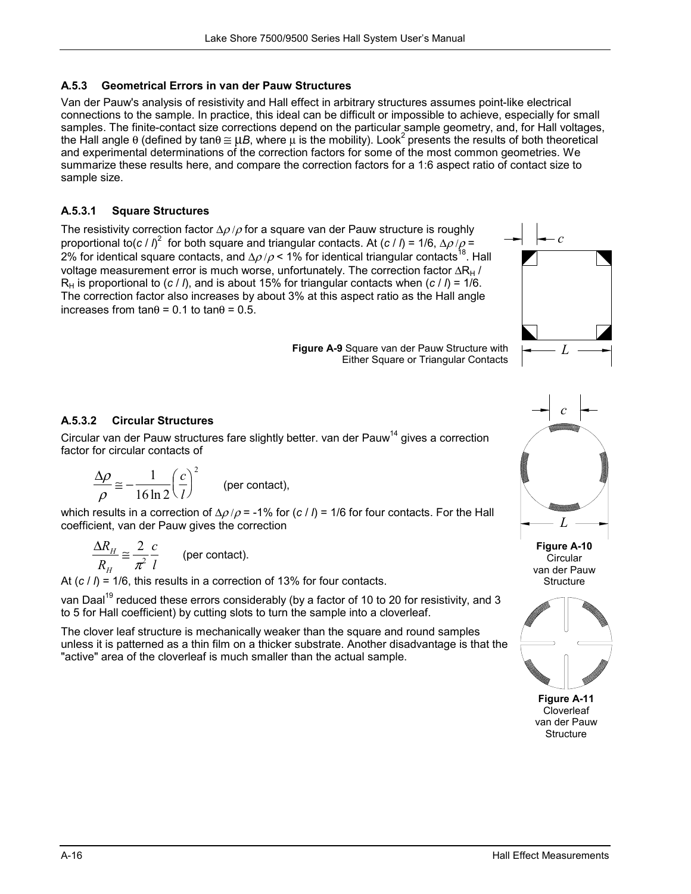### A.5.3 Geometrical Errors in van der Pauw Structures

Van der Pauw's analysis of resistivity and Hall effect in arbitrary structures assumes point-like electrical connections to the sample. In practice, this ideal can be difficult or impossible to achieve, especially for small samples. The finite-contact size corrections depend on the particular sample geometry, and, for Hall voltages, the Hall angle $\theta$ (defined by $\tan\theta \cong \mu B$, where $\mu$ is the mobility). Look[2] presents the results of both theoretical and experimental determinations of the correction factors for some of the most common geometries. We summarize these results here, and compare the correction factors for a 1:6 aspect ratio of contact size to sample size.

#### A.5.3.1 Square Structures

The resistivity correction factor $\Delta\rho/\rho$ for a square van der Pauw structure is roughly proportional to$(c / l)^2$ for both square and triangular contacts. At $(c / l) = 1/6$, $\Delta\rho/\rho$ = 2% for identical square contacts, and $\Delta\rho/\rho$ < 1% for identical triangular contacts[18]. Hall voltage measurement error is much worse, unfortunately. The correction factor $\Delta R_H / R_H$ is proportional to $(c / l)$, and is about 15% for triangular contacts when $(c / l) = 1/6$. The correction factor also increases by about 3% at this aspect ratio as the Hall angle increases from $\tan\theta = 0.1$ to $\tan\theta = 0.5$.

**Figure A-9** Square van der Pauw Structure with Either Square or Triangular Contacts

#### A.5.3.2 Circular Structures

Circular van der Pauw structures fare slightly better. van der Pauw[14] gives a correction factor for circular contacts of

$$\frac{\Delta\rho}{\rho} \cong -\frac{1}{16\ln 2}\left(\frac{c}{l}\right)^2 \qquad \text{(per contact)},$$

which results in a correction of $\Delta\rho/\rho$ = -1% for $(c / l) = 1/6$ for four contacts. For the Hall coefficient, van der Pauw gives the correction

$$\frac{\Delta R_H}{R_H} \cong \frac{2}{\pi^2}\frac{c}{l} \qquad \text{(per contact)}.$$

At $(c / l) = 1/6$, this results in a correction of 13% for four contacts.

van Daal[19] reduced these errors considerably (by a factor of 10 to 20 for resistivity, and 3 to 5 for Hall coefficient) by cutting slots to turn the sample into a cloverleaf.

The clover leaf structure is mechanically weaker than the square and round samples unless it is patterned as a thin film on a thicker substrate. Another disadvantage is that the "active" area of the cloverleaf is much smaller than the actual sample.

**Figure A-10** Circular van der Pauw Structure

**Figure A-11** Cloverleaf van der Pauw Structure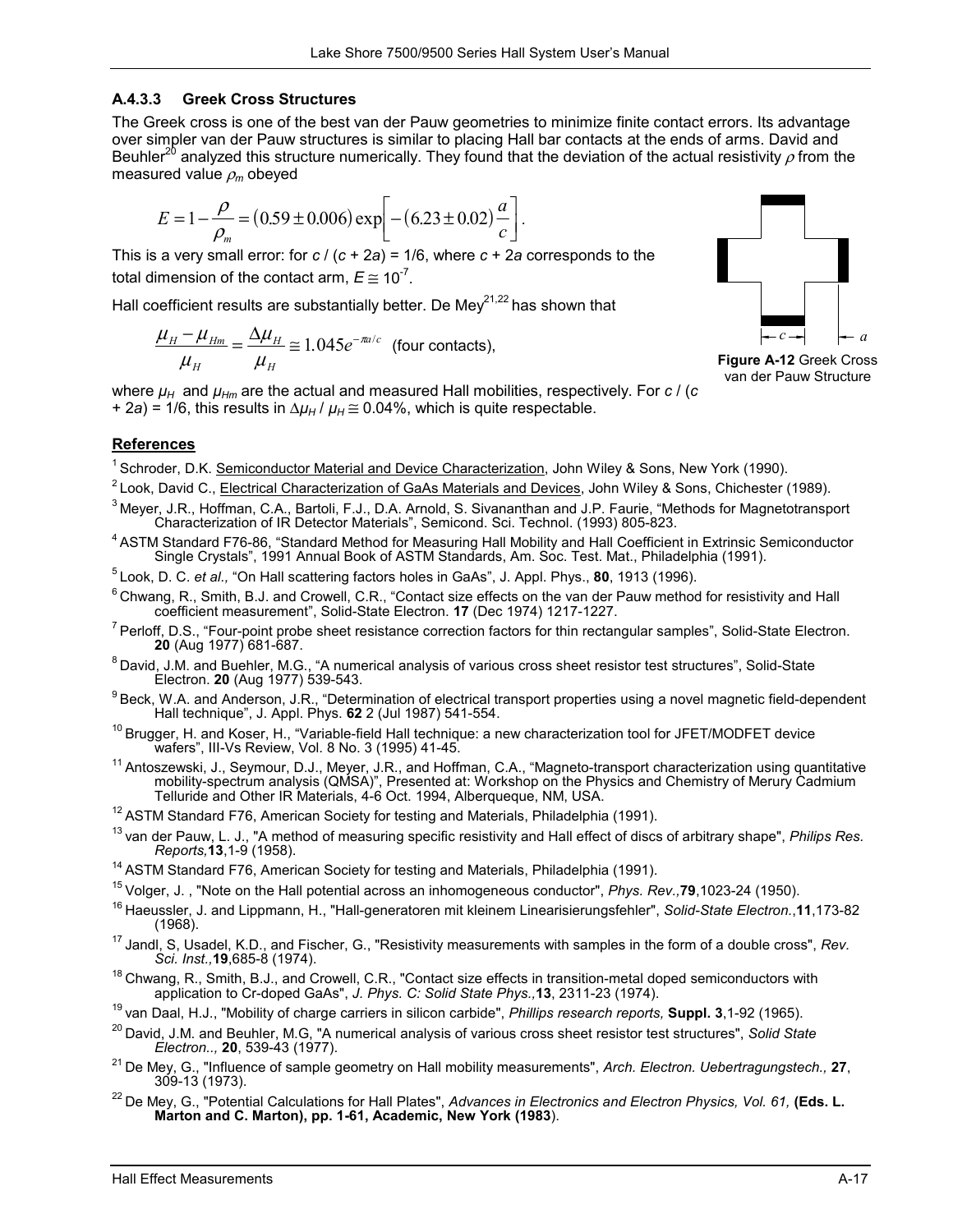### A.4.3.3 Greek Cross Structures

The Greek cross is one of the best van der Pauw geometries to minimize finite contact errors. Its advantage over simpler van der Pauw structures is similar to placing Hall bar contacts at the ends of arms. David and Beuhler[20] analyzed this structure numerically. They found that the deviation of the actual resistivity $\rho$ from the measured value $\rho_m$ obeyed

$$E = 1 - \frac{\rho}{\rho_m} = (0.59 \pm 0.006)\exp\left[-(6.23 \pm 0.02)\frac{a}{c}\right].$$

This is a very small error: for $c / (c + 2a) = 1/6$, where $c + 2a$ corresponds to the total dimension of the contact arm, $E \cong 10^{-7}$.

Hall coefficient results are substantially better. De Mey[21,22] has shown that

$$\frac{\mu_H - \mu_{Hm}}{\mu_H} = \frac{\Delta\mu_H}{\mu_H} \cong 1.045e^{-\pi a/c} \quad \text{(four contacts)},$$

where $\mu_H$ and $\mu_{Hm}$ are the actual and measured Hall mobilities, respectively. For $c / (c + 2a) = 1/6$, this results in $\Delta\mu_H / \mu_H \cong 0.04\%$, which is quite respectable.

**Figure A-12** Greek Cross van der Pauw Structure

## References

1. Schroder, D.K. Semiconductor Material and Device Characterization, John Wiley & Sons, New York (1990).
2. Look, David C., Electrical Characterization of GaAs Materials and Devices, John Wiley & Sons, Chichester (1989).
3. Meyer, J.R., Hoffman, C.A., Bartoli, F.J., D.A. Arnold, S. Sivananthan and J.P. Faurie, "Methods for Magnetotransport Characterization of IR Detector Materials", Semicond. Sci. Technol. (1993) 805-823.
4. ASTM Standard F76-86, "Standard Method for Measuring Hall Mobility and Hall Coefficient in Extrinsic Semiconductor Single Crystals", 1991 Annual Book of ASTM Standards, Am. Soc. Test. Mat., Philadelphia (1991).
5. Look, D. C. *et al.,* "On Hall scattering factors holes in GaAs", J. Appl. Phys., **80**, 1913 (1996).
6. Chwang, R., Smith, B.J. and Crowell, C.R., "Contact size effects on the van der Pauw method for resistivity and Hall coefficient measurement", Solid-State Electron. **17** (Dec 1974) 1217-1227.
7. Perloff, D.S., "Four-point probe sheet resistance correction factors for thin rectangular samples", Solid-State Electron. **20** (Aug 1977) 681-687.
8. David, J.M. and Buehler, M.G., "A numerical analysis of various cross sheet resistor test structures", Solid-State Electron. **20** (Aug 1977) 539-543.
9. Beck, W.A. and Anderson, J.R., "Determination of electrical transport properties using a novel magnetic field-dependent Hall technique", J. Appl. Phys. **62** 2 (Jul 1987) 541-554.
10. Brugger, H. and Koser, H., "Variable-field Hall technique: a new characterization tool for JFET/MODFET device wafers", III-Vs Review, Vol. 8 No. 3 (1995) 41-45.
11. Antoszewski, J., Seymour, D.J., Meyer, J.R., and Hoffman, C.A., "Magneto-transport characterization using quantitative mobility-spectrum analysis (QMSA)", Presented at: Workshop on the Physics and Chemistry of Merury Cadmium Telluride and Other IR Materials, 4-6 Oct. 1994, Alberqueque, NM, USA.
12. ASTM Standard F76, American Society for testing and Materials, Philadelphia (1991).
13. van der Pauw, L. J., "A method of measuring specific resistivity and Hall effect of discs of arbitrary shape", *Philips Res. Reports,* **13**,1-9 (1958).
14. ASTM Standard F76, American Society for testing and Materials, Philadelphia (1991).
15. Volger, J. , "Note on the Hall potential across an inhomogeneous conductor", *Phys. Rev.,* **79**,1023-24 (1950).
16. Haeussler, J. and Lippmann, H., "Hall-generatoren mit kleinem Linearisierungsfehler", *Solid-State Electron.,* **11**,173-82 (1968).
17. Jandl, S, Usadel, K.D., and Fischer, G., "Resistivity measurements with samples in the form of a double cross", *Rev. Sci. Inst.,* **19**,685-8 (1974).
18. Chwang, R., Smith, B.J., and Crowell, C.R., "Contact size effects in transition-metal doped semiconductors with application to Cr-doped GaAs", *J. Phys. C: Solid State Phys.,* **13**, 2311-23 (1974).
19. van Daal, H.J., "Mobility of charge carriers in silicon carbide", *Phillips research reports,* **Suppl. 3**,1-92 (1965).
20. David, J.M. and Beuhler, M.G, "A numerical analysis of various cross sheet resistor test structures", *Solid State Electron..,* **20**, 539-43 (1977).
21. De Mey, G., "Influence of sample geometry on Hall mobility measurements", *Arch. Electron. Uebertragungstech.,* **27**, 309-13 (1973).
22. De Mey, G., "Potential Calculations for Hall Plates", *Advances in Electronics and Electron Physics, Vol. 61,* **(Eds. L. Marton and C. Marton), pp. 1-61, Academic, New York (1983**).